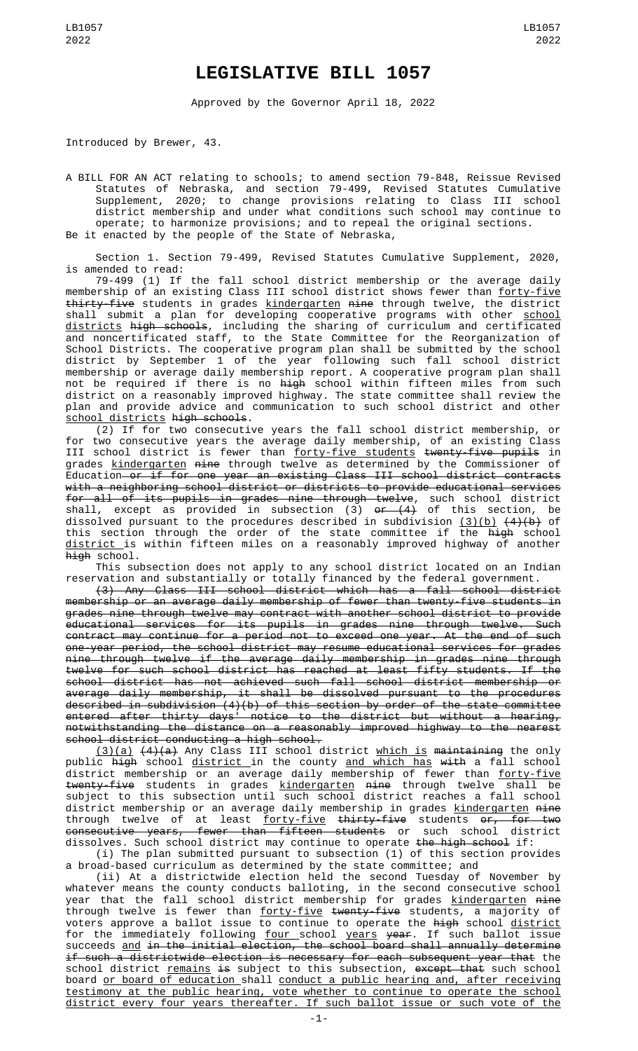# LEGISLATIVE BILL 1057

Approved by the Governor April 18, 2022

Introduced by Brewer, 43.

A BILL FOR AN ACT relating to schools; to amend section 79-848, Reissue Revised Statutes of Nebraska, and section 79-499, Revised Statutes Cumulative Supplement, 2020; to change provisions relating to Class III school district membership and under what conditions such school may continue to operate; to harmonize provisions; and to repeal the original sections.

Be it enacted by the people of the State of Nebraska,

Section 1. Section 79-499, Revised Statutes Cumulative Supplement, 2020, is amended to read:

79-499 (1) If the fall school district membership or the average daily membership of an existing Class III school district shows fewer than <u>forty-five</u> ~~thirty-five~~ students in grades <u>kindergarten</u> ~~nine~~ through twelve, the district shall submit a plan for developing cooperative programs with other <u>school districts</u> ~~high schools~~, including the sharing of curriculum and certificated and noncertificated staff, to the State Committee for the Reorganization of School Districts. The cooperative program plan shall be submitted by the school district by September 1 of the year following such fall school district membership or average daily membership report. A cooperative program plan shall not be required if there is no ~~high~~ school within fifteen miles from such district on a reasonably improved highway. The state committee shall review the plan and provide advice and communication to such school district and other <u>school districts</u> ~~high schools~~.

(2) If for two consecutive years the fall school district membership, or for two consecutive years the average daily membership, of an existing Class III school district is fewer than <u>forty-five students</u> ~~twenty-five pupils~~ in grades <u>kindergarten</u> ~~nine~~ through twelve as determined by the Commissioner of Education ~~or if for one year an existing Class III school district contracts with a neighboring school district or districts to provide educational services for all of its pupils in grades nine through twelve~~, such school district shall, except as provided in subsection (3) ~~or (4)~~ of this section, be dissolved pursuant to the procedures described in subdivision <u>(3)(b)</u> ~~(4)(b)~~ of this section through the order of the state committee if the ~~high~~ school <u>district</u> is within fifteen miles on a reasonably improved highway of another ~~high~~ school.

This subsection does not apply to any school district located on an Indian reservation and substantially or totally financed by the federal government.

~~(3) Any Class III school district which has a fall school district membership or an average daily membership of fewer than twenty-five students in grades nine through twelve may contract with another school district to provide educational services for its pupils in grades nine through twelve. Such contract may continue for a period not to exceed one year. At the end of such one-year period, the school district may resume educational services for grades nine through twelve if the average daily membership in grades nine through twelve for such school district has reached at least fifty students. If the school district has not achieved such fall school district membership or average daily membership, it shall be dissolved pursuant to the procedures described in subdivision (4)(b) of this section by order of the state committee entered after thirty days' notice to the district but without a hearing, notwithstanding the distance on a reasonably improved highway to the nearest school district conducting a high school.~~

<u>(3)(a)</u> ~~(4)(a)~~ Any Class III school district <u>which is</u> ~~maintaining~~ the only public ~~high~~ school <u>district</u> in the county <u>and which has</u> ~~with~~ a fall school district membership or an average daily membership of fewer than <u>forty-five</u> ~~twenty-five~~ students in grades <u>kindergarten</u> ~~nine~~ through twelve shall be subject to this subsection until such school district reaches a fall school district membership or an average daily membership in grades <u>kindergarten</u> ~~nine~~ through twelve of at least <u>forty-five</u> ~~thirty-five~~ students ~~or, for two consecutive years, fewer than fifteen students~~ or such school district dissolves. Such school district may continue to operate ~~the high school~~ if:

(i) The plan submitted pursuant to subsection (1) of this section provides a broad-based curriculum as determined by the state committee; and

(ii) At a districtwide election held the second Tuesday of November by whatever means the county conducts balloting, in the second consecutive school year that the fall school district membership for grades <u>kindergarten</u> ~~nine~~ through twelve is fewer than <u>forty-five</u> ~~twenty-five~~ students, a majority of voters approve a ballot issue to continue to operate the ~~high~~ school <u>district</u> for the immediately following <u>four</u> school <u>years</u> ~~year~~. If such ballot issue succeeds <u>and</u> ~~in the initial election, the school board shall annually determine if such a districtwide election is necessary for each subsequent year that~~ the school district <u>remains</u> ~~is~~ subject to this subsection, ~~except that~~ such school board <u>or board of education</u> shall <u>conduct a public hearing and, after receiving testimony at the public hearing, vote whether to continue to operate the school district every four years thereafter. If such ballot issue or such vote of the</u>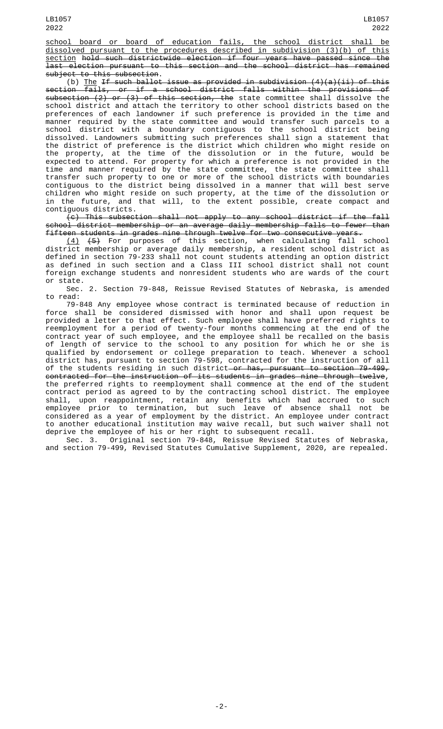school board or board of education fails, the school district shall be dissolved pursuant to the procedures described in subdivision (3)(b) of this section hold such districtwide election if four years have passed since the last election pursuant to this section and the school district has remained subject to this subsection.

(b) The If such ballot issue as provided in subdivision (4)(a)(ii) of this section fails, or if a school district falls within the provisions of subsection (2) or (3) of this section, the state committee shall dissolve the school district and attach the territory to other school districts based on the preferences of each landowner if such preference is provided in the time and manner required by the state committee and would transfer such parcels to a school district with a boundary contiguous to the school district being dissolved. Landowners submitting such preferences shall sign a statement that the district of preference is the district which children who might reside on the property, at the time of the dissolution or in the future, would be expected to attend. For property for which a preference is not provided in the time and manner required by the state committee, the state committee shall transfer such property to one or more of the school districts with boundaries contiguous to the district being dissolved in a manner that will best serve children who might reside on such property, at the time of the dissolution or in the future, and that will, to the extent possible, create compact and contiguous districts.

(c) This subsection shall not apply to any school district if the fall school district membership or an average daily membership falls to fewer than fifteen students in grades nine through twelve for two consecutive years.

(4) (5) For purposes of this section, when calculating fall school district membership or average daily membership, a resident school district as defined in section 79-233 shall not count students attending an option district as defined in such section and a Class III school district shall not count foreign exchange students and nonresident students who are wards of the court or state.

Sec. 2. Section 79-848, Reissue Revised Statutes of Nebraska, is amended to read:

79-848 Any employee whose contract is terminated because of reduction in force shall be considered dismissed with honor and shall upon request be provided a letter to that effect. Such employee shall have preferred rights to reemployment for a period of twenty-four months commencing at the end of the contract year of such employee, and the employee shall be recalled on the basis of length of service to the school to any position for which he or she is qualified by endorsement or college preparation to teach. Whenever a school district has, pursuant to section 79-598, contracted for the instruction of all of the students residing in such district or has, pursuant to section 79-499, contracted for the instruction of its students in grades nine through twelve, the preferred rights to reemployment shall commence at the end of the student contract period as agreed to by the contracting school district. The employee shall, upon reappointment, retain any benefits which had accrued to such employee prior to termination, but such leave of absence shall not be considered as a year of employment by the district. An employee under contract to another educational institution may waive recall, but such waiver shall not deprive the employee of his or her right to subsequent recall.

Sec. 3. Original section 79-848, Reissue Revised Statutes of Nebraska, and section 79-499, Revised Statutes Cumulative Supplement, 2020, are repealed.